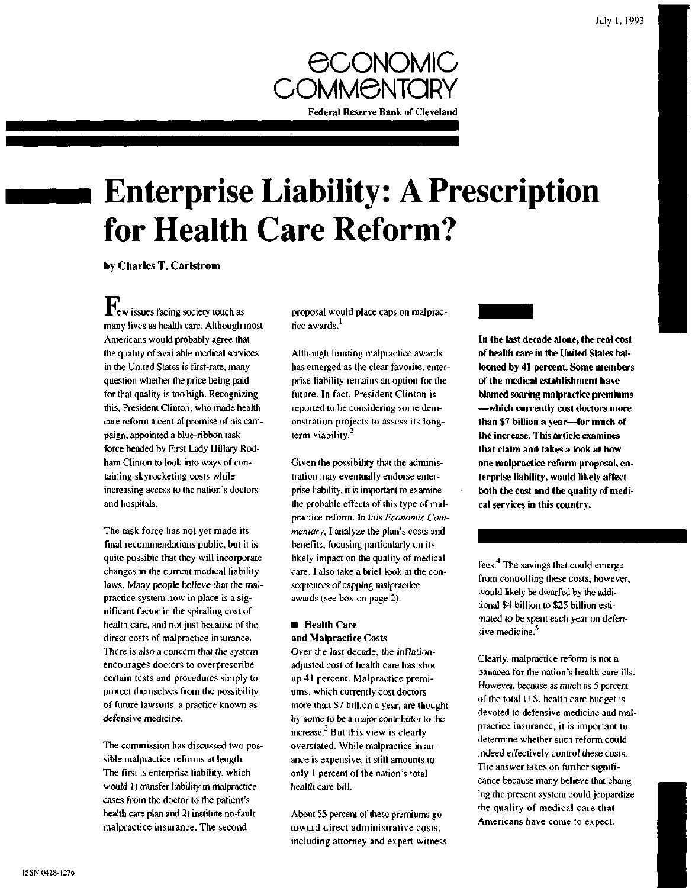July 1, 1993

# ECONOMIC COMMENTARY

**Federal Reserve Bank of Cleveland**

# Enterprise Liability: A Prescription for Health Care Reform?

**by Charles T. Carlstrom**

**In the last decade alone, the real cost of health care in the United States ballooned by 41 percent. Some members of the medical establishment have blamed soaring malpractice premiums —which currently cost doctors more than $7 billion a year—for much of the increase. This article examines that claim and takes a look at how one malpractice reform proposal, enterprise liability, would likely affect both the cost and the quality of medical services in this country.**

Few issues facing society touch as many lives as health care. Although most Americans would probably agree that the quality of available medical services in the United States is first-rate, many question whether the price being paid for that quality is too high. Recognizing this, President Clinton, who made health care reform a central promise of his campaign, appointed a blue-ribbon task force headed by First Lady Hillary Rodham Clinton to look into ways of containing skyrocketing costs while increasing access to the nation's doctors and hospitals.

The task force has not yet made its final recommendations public, but it is quite possible that they will incorporate changes in the current medical liability laws. Many people believe that the malpractice system now in place is a significant factor in the spiraling cost of health care, and not just because of the direct costs of malpractice insurance. There is also a concern that the system encourages doctors to overprescribe certain tests and procedures simply to protect themselves from the possibility of future lawsuits, a practice known as defensive medicine.

The commission has discussed two possible malpractice reforms at length. The first is enterprise liability, which would 1) transfer liability in malpractice cases from the doctor to the patient's health care plan and 2) institute no-fault malpractice insurance. The second proposal would place caps on malpractice awards.[1]

Although limiting malpractice awards has emerged as the clear favorite, enterprise liability remains an option for the future. In fact, President Clinton is reported to be considering some demonstration projects to assess its long-term viability.[2]

Given the possibility that the administration may eventually endorse enterprise liability, it is important to examine the probable effects of this type of malpractice reform. In this *Economic Commentary*, I analyze the plan's costs and benefits, focusing particularly on its likely impact on the quality of medical care. I also take a brief look at the consequences of capping malpractice awards (see box on page 2).

## ■ Health Care and Malpractice Costs

Over the last decade, the inflation-adjusted cost of health care has shot up 41 percent. Malpractice premiums, which currently cost doctors more than $7 billion a year, are thought by some to be a major contributor to the increase.[3] But this view is clearly overstated. While malpractice insurance is expensive, it still amounts to only 1 percent of the nation's total health care bill.

About 55 percent of these premiums go toward direct administrative costs, including attorney and expert witness fees.[4] The savings that could emerge from controlling these costs, however, would likely be dwarfed by the additional $4 billion to $25 billion estimated to be spent each year on defensive medicine.[5]

Clearly, malpractice reform is not a panacea for the nation's health care ills. However, because as much as 5 percent of the total U.S. health care budget is devoted to defensive medicine and malpractice insurance, it is important to determine whether such reform could indeed effectively control these costs. The answer takes on further significance because many believe that changing the present system could jeopardize the quality of medical care that Americans have come to expect.

ISSN 0428-1276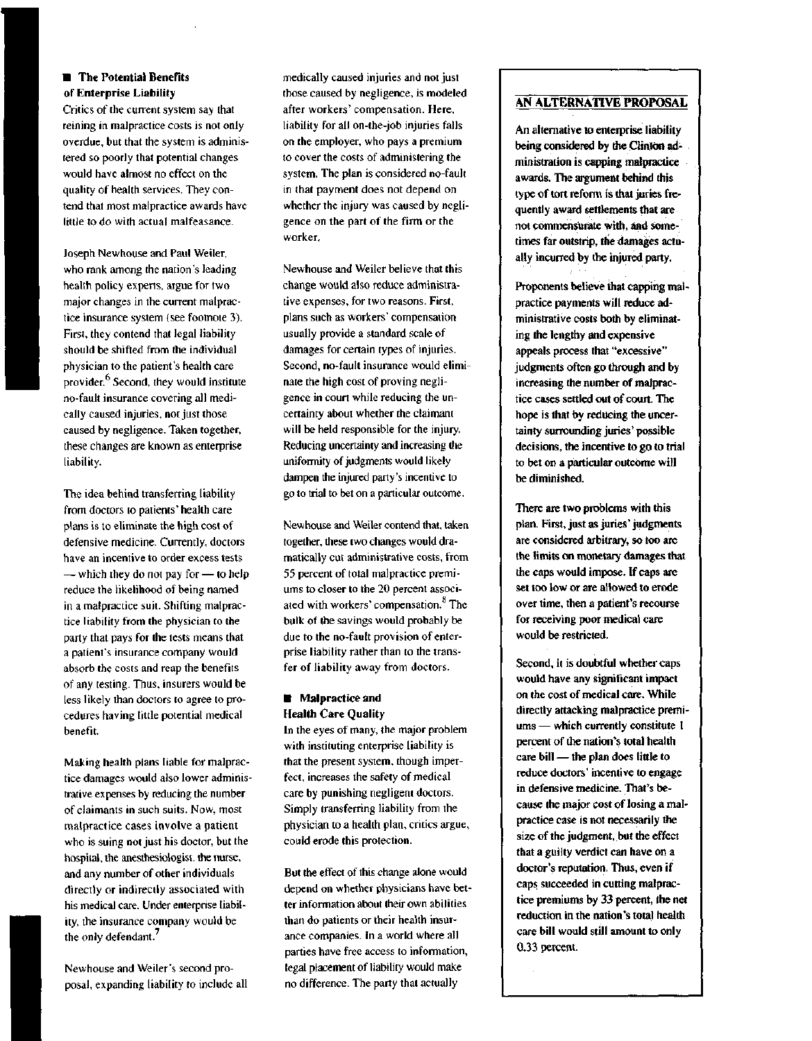## The Potential Benefits of Enterprise Liability

Critics of the current system say that reining in malpractice costs is not only overdue, but that the system is administered so poorly that potential changes would have almost no effect on the quality of health services. They contend that most malpractice awards have little to do with actual malfeasance.

Joseph Newhouse and Paul Weiler, who rank among the nation's leading health policy experts, argue for two major changes in the current malpractice insurance system (see footnote 3). First, they contend that legal liability should be shifted from the individual physician to the patient's health care provider.[6] Second, they would institute no-fault insurance covering all medically caused injuries, not just those caused by negligence. Taken together, these changes are known as enterprise liability.

The idea behind transferring liability from doctors to patients' health care plans is to eliminate the high cost of defensive medicine. Currently, doctors have an incentive to order excess tests — which they do not pay for — to help reduce the likelihood of being named in a malpractice suit. Shifting malpractice liability from the physician to the party that pays for the tests means that a patient's insurance company would absorb the costs and reap the benefits of any testing. Thus, insurers would be less likely than doctors to agree to procedures having little potential medical benefit.

Making health plans liable for malpractice damages would also lower administrative expenses by reducing the number of claimants in such suits. Now, most malpractice cases involve a patient who is suing not just his doctor, but the hospital, the anesthesiologist, the nurse, and any number of other individuals directly or indirectly associated with his medical care. Under enterprise liability, the insurance company would be the only defendant.[7]

Newhouse and Weiler's second proposal, expanding liability to include all medically caused injuries and not just those caused by negligence, is modeled after workers' compensation. Here, liability for all on-the-job injuries falls on the employer, who pays a premium to cover the costs of administering the system. The plan is considered no-fault in that payment does not depend on whether the injury was caused by negligence on the part of the firm or the worker.

Newhouse and Weiler believe that this change would also reduce administrative expenses, for two reasons. First, plans such as workers' compensation usually provide a standard scale of damages for certain types of injuries. Second, no-fault insurance would eliminate the high cost of proving negligence in court while reducing the uncertainty about whether the claimant will be held responsible for the injury. Reducing uncertainty and increasing the uniformity of judgments would likely dampen the injured party's incentive to go to trial to bet on a particular outcome.

Newhouse and Weiler contend that, taken together, these two changes would dramatically cut administrative costs, from 55 percent of total malpractice premiums to closer to the 20 percent associated with workers' compensation.[8] The bulk of the savings would probably be due to the no-fault provision of enterprise liability rather than to the transfer of liability away from doctors.

## Malpractice and Health Care Quality

In the eyes of many, the major problem with instituting enterprise liability is that the present system, though imperfect, increases the safety of medical care by punishing negligent doctors. Simply transferring liability from the physician to a health plan, critics argue, could erode this protection.

But the effect of this change alone would depend on whether physicians have better information about their own abilities than do patients or their health insurance companies. In a world where all parties have free access to information, legal placement of liability would make no difference. The party that actually

### AN ALTERNATIVE PROPOSAL

**An alternative to enterprise liability being considered by the Clinton administration is capping malpractice awards. The argument behind this type of tort reform is that juries frequently award settlements that are not commensurate with, and sometimes far outstrip, the damages actually incurred by the injured party.**

**Proponents believe that capping malpractice payments will reduce administrative costs both by eliminating the lengthy and expensive appeals process that "excessive" judgments often go through and by increasing the number of malpractice cases settled out of court. The hope is that by reducing the uncertainty surrounding juries' possible decisions, the incentive to go to trial to bet on a particular outcome will be diminished.**

**There are two problems with this plan. First, just as juries' judgments are considered arbitrary, so too are the limits on monetary damages that the caps would impose. If caps are set too low or are allowed to erode over time, then a patient's recourse for receiving poor medical care would be restricted.**

**Second, it is doubtful whether caps would have any significant impact on the cost of medical care. While directly attacking malpractice premiums — which currently constitute 1 percent of the nation's total health care bill — the plan does little to reduce doctors' incentive to engage in defensive medicine. That's because the major cost of losing a malpractice case is not necessarily the size of the judgment, but the effect that a guilty verdict can have on a doctor's reputation. Thus, even if caps succeeded in cutting malpractice premiums by 33 percent, the net reduction in the nation's total health care bill would still amount to only 0.33 percent.**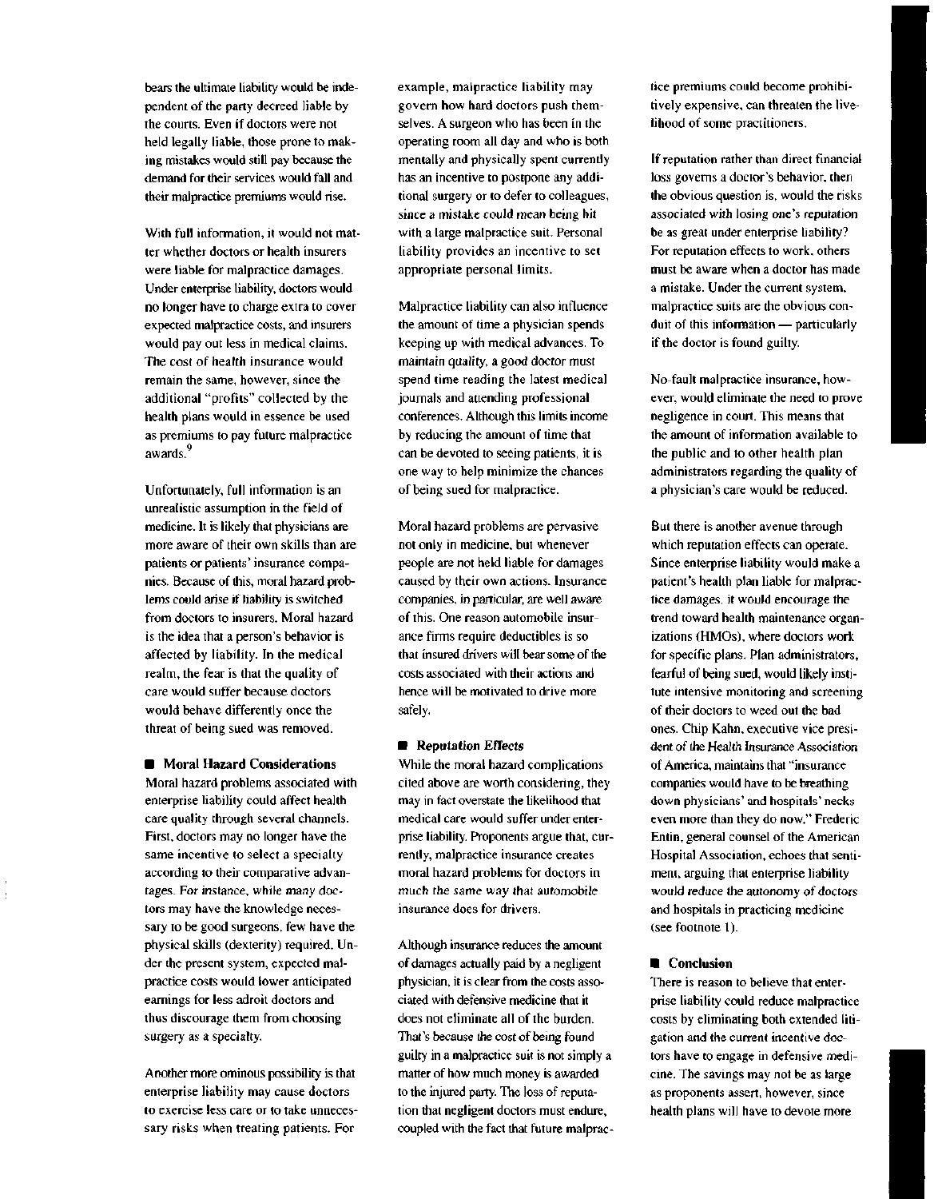bears the ultimate liability would be independent of the party decreed liable by the courts. Even if doctors were not held legally liable, those prone to making mistakes would still pay because the demand for their services would fall and their malpractice premiums would rise.

With full information, it would not matter whether doctors or health insurers were liable for malpractice damages. Under enterprise liability, doctors would no longer have to charge extra to cover expected malpractice costs, and insurers would pay out less in medical claims. The cost of health insurance would remain the same, however, since the additional "profits" collected by the health plans would in essence be used as premiums to pay future malpractice awards.[9]

Unfortunately, full information is an unrealistic assumption in the field of medicine. It is likely that physicians are more aware of their own skills than are patients or patients' insurance companies. Because of this, moral hazard problems could arise if liability is switched from doctors to insurers. Moral hazard is the idea that a person's behavior is affected by liability. In the medical realm, the fear is that the quality of care would suffer because doctors would behave differently once the threat of being sued was removed.

## Moral Hazard Considerations

Moral hazard problems associated with enterprise liability could affect health care quality through several channels. First, doctors may no longer have the same incentive to select a specialty according to their comparative advantages. For instance, while many doctors may have the knowledge necessary to be good surgeons, few have the physical skills (dexterity) required. Under the present system, expected malpractice costs would lower anticipated earnings for less adroit doctors and thus discourage them from choosing surgery as a specialty.

Another more ominous possibility is that enterprise liability may cause doctors to exercise less care or to take unnecessary risks when treating patients. For example, malpractice liability may govern how hard doctors push themselves. A surgeon who has been in the operating room all day and who is both mentally and physically spent currently has an incentive to postpone any additional surgery or to defer to colleagues, since a mistake could mean being hit with a large malpractice suit. Personal liability provides an incentive to set appropriate personal limits.

Malpractice liability can also influence the amount of time a physician spends keeping up with medical advances. To maintain quality, a good doctor must spend time reading the latest medical journals and attending professional conferences. Although this limits income by reducing the amount of time that can be devoted to seeing patients, it is one way to help minimize the chances of being sued for malpractice.

Moral hazard problems are pervasive not only in medicine, but whenever people are not held liable for damages caused by their own actions. Insurance companies, in particular, are well aware of this. One reason automobile insurance firms require deductibles is so that insured drivers will bear some of the costs associated with their actions and hence will be motivated to drive more safely.

## *Reputation Effects*

While the moral hazard complications cited above are worth considering, they may in fact overstate the likelihood that medical care would suffer under enterprise liability. Proponents argue that, currently, malpractice insurance creates moral hazard problems for doctors in much the same way that automobile insurance does for drivers.

Although insurance reduces the amount of damages actually paid by a negligent physician, it is clear from the costs associated with defensive medicine that it does not eliminate all of the burden. That's because the cost of being found guilty in a malpractice suit is not simply a matter of how much money is awarded to the injured party. The loss of reputation that negligent doctors must endure, coupled with the fact that future malpractice premiums could become prohibitively expensive, can threaten the livelihood of some practitioners.

If reputation rather than direct financial loss governs a doctor's behavior, then the obvious question is, would the risks associated with losing one's reputation be as great under enterprise liability? For reputation effects to work, others must be aware when a doctor has made a mistake. Under the current system, malpractice suits are the obvious conduit of this information — particularly if the doctor is found guilty.

No-fault malpractice insurance, however, would eliminate the need to prove negligence in court. This means that the amount of information available to the public and to other health plan administrators regarding the quality of a physician's care would be reduced.

But there is another avenue through which reputation effects can operate. Since enterprise liability would make a patient's health plan liable for malpractice damages, it would encourage the trend toward health maintenance organizations (HMOs), where doctors work for specific plans. Plan administrators, fearful of being sued, would likely institute intensive monitoring and screening of their doctors to weed out the bad ones. Chip Kahn, executive vice president of the Health Insurance Association of America, maintains that "insurance companies would have to be breathing down physicians' and hospitals' necks even more than they do now." Frederic Entin, general counsel of the American Hospital Association, echoes that sentiment, arguing that enterprise liability would reduce the autonomy of doctors and hospitals in practicing medicine (see footnote 1).

## Conclusion

There is reason to believe that enterprise liability could reduce malpractice costs by eliminating both extended litigation and the current incentive doctors have to engage in defensive medicine. The savings may not be as large as proponents assert, however, since health plans will have to devote more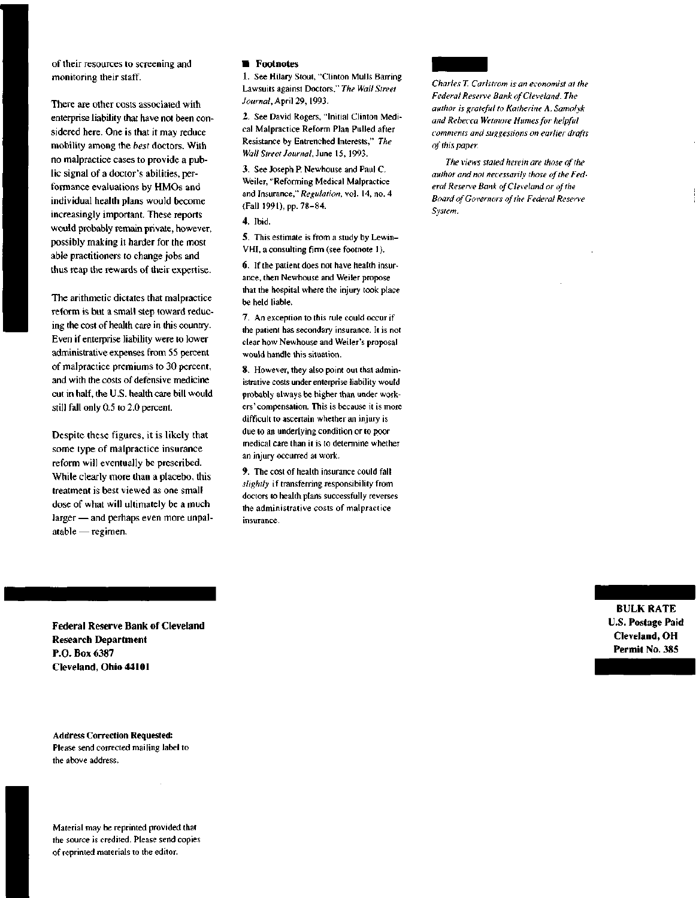of their resources to screening and monitoring their staff.

There are other costs associated with enterprise liability that have not been considered here. One is that it may reduce mobility among the *best* doctors. With no malpractice cases to provide a public signal of a doctor's abilities, performance evaluations by HMOs and individual health plans would become increasingly important. These reports would probably remain private, however, possibly making it harder for the most able practitioners to change jobs and thus reap the rewards of their expertise.

The arithmetic dictates that malpractice reform is but a small step toward reducing the cost of health care in this country. Even if enterprise liability were to lower administrative expenses from 55 percent of malpractice premiums to 30 percent, and with the costs of defensive medicine cut in half, the U.S. health care bill would still fall only 0.5 to 2.0 percent.

Despite these figures, it is likely that some type of malpractice insurance reform will eventually be prescribed. While clearly more than a placebo, this treatment is best viewed as one small dose of what will ultimately be a much larger — and perhaps even more unpalatable — regimen.

## Footnotes

1. See Hilary Stout, "Clinton Mulls Barring Lawsuits against Doctors," *The Wall Street Journal*, April 29, 1993.

2. See David Rogers, "Initial Clinton Medical Malpractice Reform Plan Pulled after Resistance by Entrenched Interests," *The Wall Street Journal*, June 15, 1993.

3. See Joseph P. Newhouse and Paul C. Weiler, "Reforming Medical Malpractice and Insurance," *Regulation*, vol. 14, no. 4 (Fall 1991), pp. 78–84.

4. Ibid.

5. This estimate is from a study by Lewin-VHI, a consulting firm (see footnote 1).

6. If the patient does not have health insurance, then Newhouse and Weiler propose that the hospital where the injury took place be held liable.

7. An exception to this rule could occur if the patient has secondary insurance. It is not clear how Newhouse and Weiler's proposal would handle this situation.

8. However, they also point out that administrative costs under enterprise liability would probably always be higher than under workers' compensation. This is because it is more difficult to ascertain whether an injury is due to an underlying condition or to poor medical care than it is to determine whether an injury occurred at work.

9. The cost of health insurance could fall *slightly* if transferring responsibility from doctors to health plans successfully reverses the administrative costs of malpractice insurance.

*Charles T. Carlstrom is an economist at the Federal Reserve Bank of Cleveland. The author is grateful to Katherine A. Samolyk and Rebecca Wetmore Humes for helpful comments and suggestions on earlier drafts of this paper.*

*The views stated herein are those of the author and not necessarily those of the Federal Reserve Bank of Cleveland or of the Board of Governors of the Federal Reserve System.*

**Federal Reserve Bank of Cleveland**
**Research Department**
**P.O. Box 6387**
**Cleveland, Ohio 44101**

**BULK RATE**
**U.S. Postage Paid**
**Cleveland, OH**
**Permit No. 385**

**Address Correction Requested:**
Please send corrected mailing label to the above address.

Material may be reprinted provided that the source is credited. Please send copies of reprinted materials to the editor.